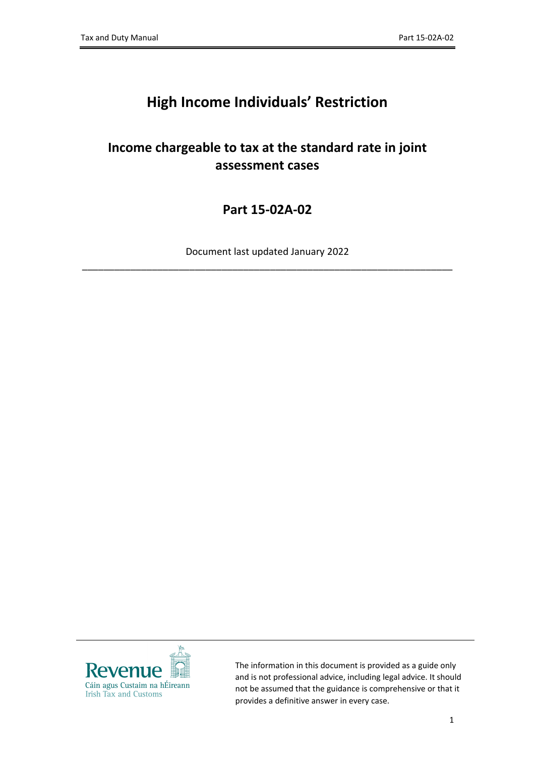# High Income Individuals' Restriction

## Income chargeable to tax at the standard rate in joint assessment cases

## Part 15-02A-02

Document last updated January 2022

---

The information in this document is provided as a guide only and is not professional advice, including legal advice. It should not be assumed that the guidance is comprehensive or that it provides a definitive answer in every case.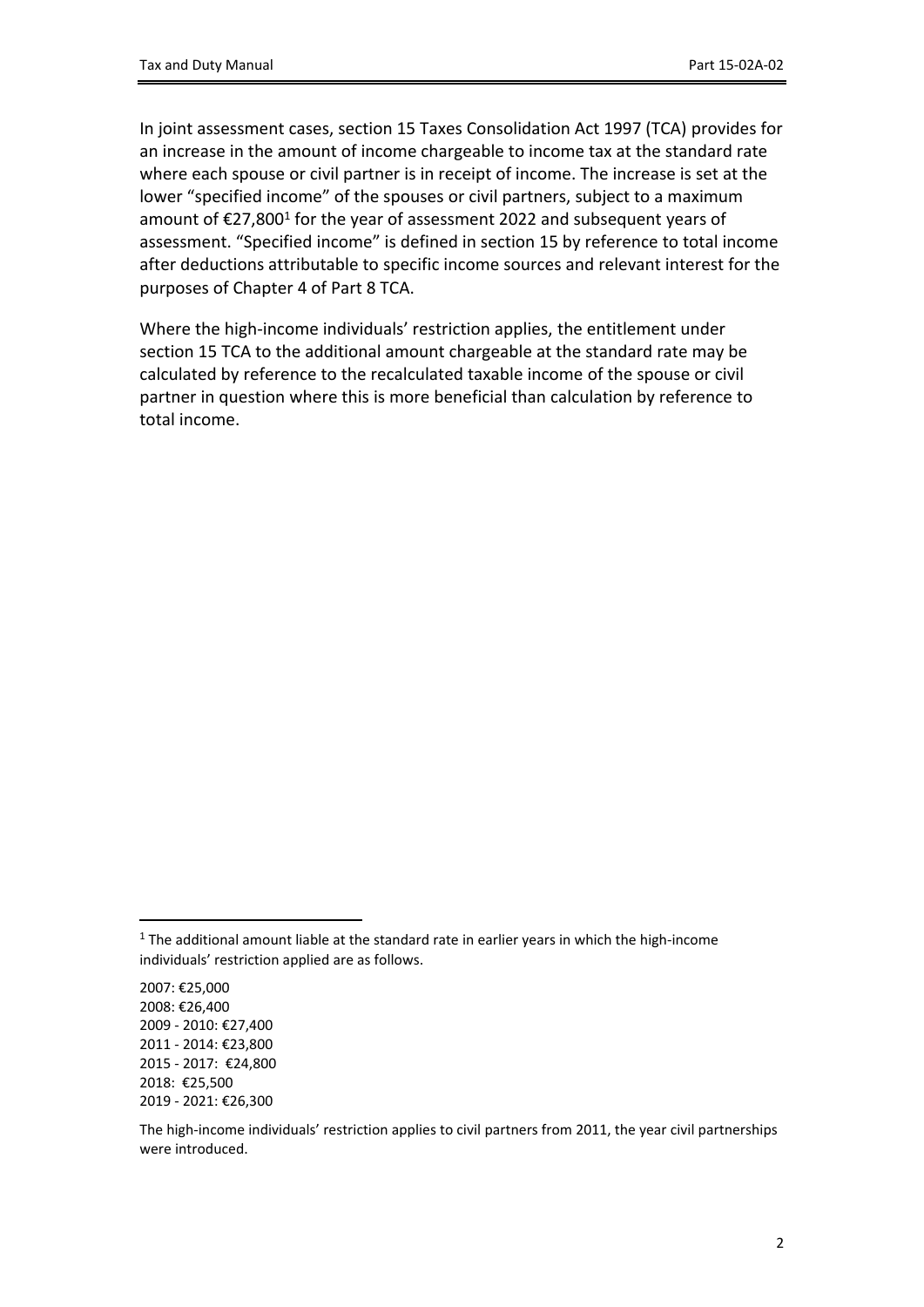In joint assessment cases, section 15 Taxes Consolidation Act 1997 (TCA) provides for an increase in the amount of income chargeable to income tax at the standard rate where each spouse or civil partner is in receipt of income. The increase is set at the lower "specified income" of the spouses or civil partners, subject to a maximum amount of €27,800[1] for the year of assessment 2022 and subsequent years of assessment. "Specified income" is defined in section 15 by reference to total income after deductions attributable to specific income sources and relevant interest for the purposes of Chapter 4 of Part 8 TCA.

Where the high-income individuals' restriction applies, the entitlement under section 15 TCA to the additional amount chargeable at the standard rate may be calculated by reference to the recalculated taxable income of the spouse or civil partner in question where this is more beneficial than calculation by reference to total income.

---

[1] The additional amount liable at the standard rate in earlier years in which the high-income individuals' restriction applied are as follows.

2007: €25,000
2008: €26,400
2009 - 2010: €27,400
2011 - 2014: €23,800
2015 - 2017: €24,800
2018: €25,500
2019 - 2021: €26,300

The high-income individuals' restriction applies to civil partners from 2011, the year civil partnerships were introduced.